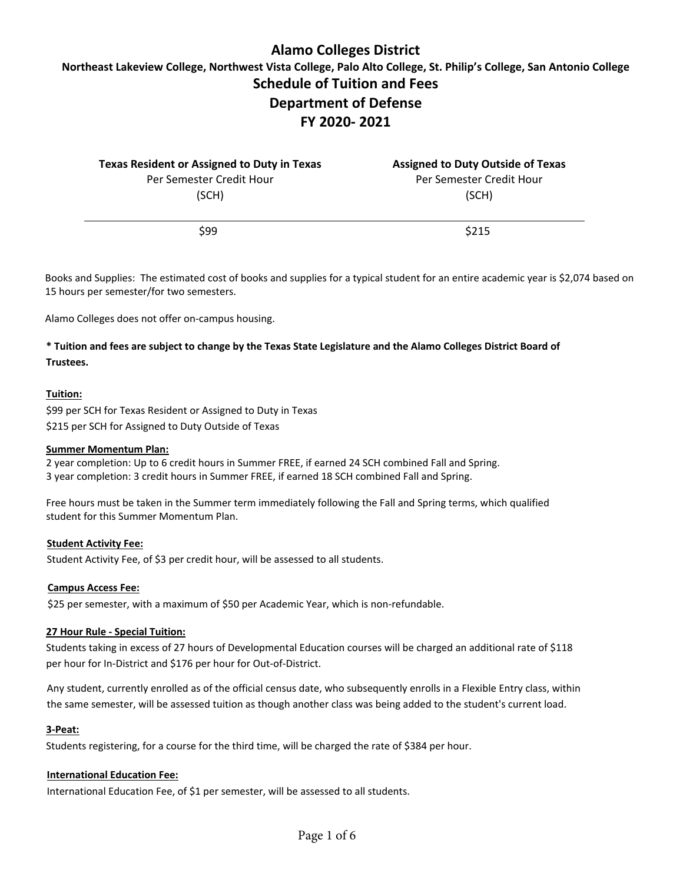# Alamo Colleges District

## Northeast Lakeview College, Northwest Vista College, Palo Alto College, St. Philip's College, San Antonio College

## Schedule of Tuition and Fees

## Department of Defense

## FY 2020- 2021

| **Texas Resident or Assigned to Duty in Texas** Per Semester Credit Hour (SCH) | **Assigned to Duty Outside of Texas** Per Semester Credit Hour (SCH) |
|---|---|
| $99 | $215 |

Books and Supplies: The estimated cost of books and supplies for a typical student for an entire academic year is $2,074 based on 15 hours per semester/for two semesters.

Alamo Colleges does not offer on-campus housing.

**\* Tuition and fees are subject to change by the Texas State Legislature and the Alamo Colleges District Board of Trustees.**

**Tuition:**

$99 per SCH for Texas Resident or Assigned to Duty in Texas
$215 per SCH for Assigned to Duty Outside of Texas

**Summer Momentum Plan:**

2 year completion: Up to 6 credit hours in Summer FREE, if earned 24 SCH combined Fall and Spring.
3 year completion: 3 credit hours in Summer FREE, if earned 18 SCH combined Fall and Spring.

Free hours must be taken in the Summer term immediately following the Fall and Spring terms, which qualified student for this Summer Momentum Plan.

**Student Activity Fee:**

Student Activity Fee, of $3 per credit hour, will be assessed to all students.

**Campus Access Fee:**

$25 per semester, with a maximum of $50 per Academic Year, which is non-refundable.

**27 Hour Rule - Special Tuition:**

Students taking in excess of 27 hours of Developmental Education courses will be charged an additional rate of $118 per hour for In-District and $176 per hour for Out-of-District.

Any student, currently enrolled as of the official census date, who subsequently enrolls in a Flexible Entry class, within the same semester, will be assessed tuition as though another class was being added to the student's current load.

**3-Peat:**

Students registering, for a course for the third time, will be charged the rate of $384 per hour.

**International Education Fee:**

International Education Fee, of $1 per semester, will be assessed to all students.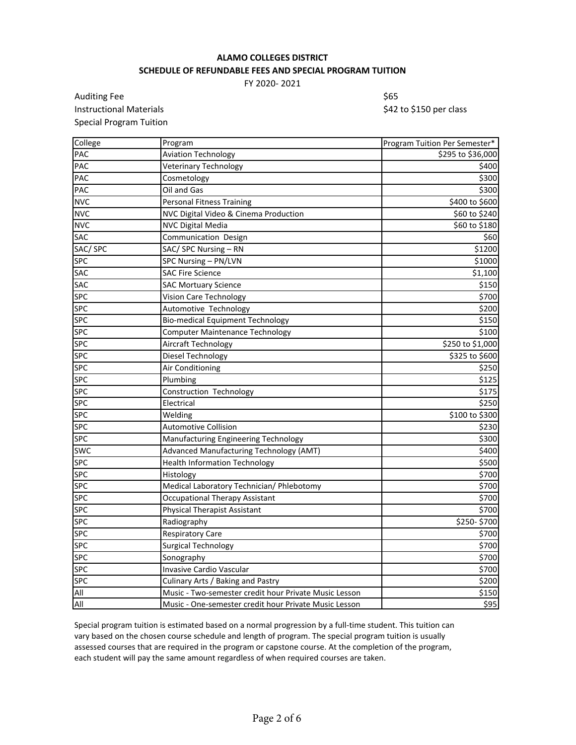**ALAMO COLLEGES DISTRICT**

**SCHEDULE OF REFUNDABLE FEES AND SPECIAL PROGRAM TUITION**

FY 2020- 2021

| | |
|---|---|
| Auditing Fee | $65 |
| Instructional Materials | $42 to $150 per class |
| Special Program Tuition | |

| College | Program | Program Tuition Per Semester* |
|---|---|---|
| PAC | Aviation Technology | $295 to $36,000 |
| PAC | Veterinary Technology | $400 |
| PAC | Cosmetology | $300 |
| PAC | Oil and Gas | $300 |
| NVC | Personal Fitness Training | $400 to $600 |
| NVC | NVC Digital Video & Cinema Production | $60 to $240 |
| NVC | NVC Digital Media | $60 to $180 |
| SAC | Communication Design | $60 |
| SAC/ SPC | SAC/ SPC Nursing – RN | $1200 |
| SPC | SPC Nursing – PN/LVN | $1000 |
| SAC | SAC Fire Science | $1,100 |
| SAC | SAC Mortuary Science | $150 |
| SPC | Vision Care Technology | $700 |
| SPC | Automotive Technology | $200 |
| SPC | Bio-medical Equipment Technology | $150 |
| SPC | Computer Maintenance Technology | $100 |
| SPC | Aircraft Technology | $250 to $1,000 |
| SPC | Diesel Technology | $325 to $600 |
| SPC | Air Conditioning | $250 |
| SPC | Plumbing | $125 |
| SPC | Construction Technology | $175 |
| SPC | Electrical | $250 |
| SPC | Welding | $100 to $300 |
| SPC | Automotive Collision | $230 |
| SPC | Manufacturing Engineering Technology | $300 |
| SWC | Advanced Manufacturing Technology (AMT) | $400 |
| SPC | Health Information Technology | $500 |
| SPC | Histology | $700 |
| SPC | Medical Laboratory Technician/ Phlebotomy | $700 |
| SPC | Occupational Therapy Assistant | $700 |
| SPC | Physical Therapist Assistant | $700 |
| SPC | Radiography | $250- $700 |
| SPC | Respiratory Care | $700 |
| SPC | Surgical Technology | $700 |
| SPC | Sonography | $700 |
| SPC | Invasive Cardio Vascular | $700 |
| SPC | Culinary Arts / Baking and Pastry | $200 |
| All | Music - Two-semester credit hour Private Music Lesson | $150 |
| All | Music - One-semester credit hour Private Music Lesson | $95 |

Special program tuition is estimated based on a normal progression by a full-time student. This tuition can vary based on the chosen course schedule and length of program. The special program tuition is usually assessed courses that are required in the program or capstone course. At the completion of the program, each student will pay the same amount regardless of when required courses are taken.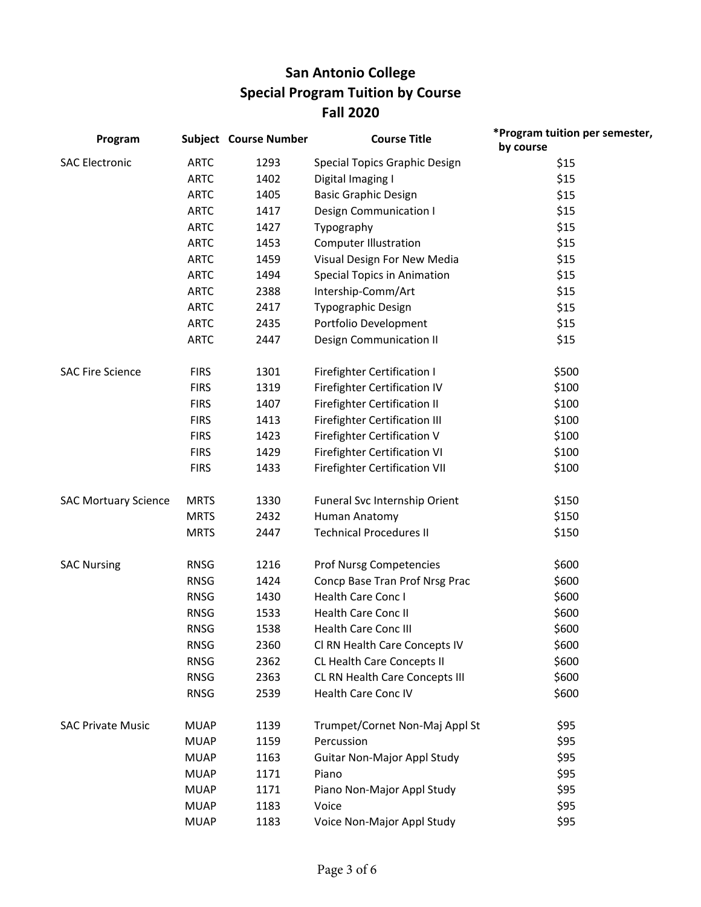# San Antonio College
## Special Program Tuition by Course
## Fall 2020

| Program | Subject | Course Number | Course Title | *Program tuition per semester, by course |
|---|---|---|---|---|
| SAC Electronic | ARTC | 1293 | Special Topics Graphic Design | $15 |
| | ARTC | 1402 | Digital Imaging I | $15 |
| | ARTC | 1405 | Basic Graphic Design | $15 |
| | ARTC | 1417 | Design Communication I | $15 |
| | ARTC | 1427 | Typography | $15 |
| | ARTC | 1453 | Computer Illustration | $15 |
| | ARTC | 1459 | Visual Design For New Media | $15 |
| | ARTC | 1494 | Special Topics in Animation | $15 |
| | ARTC | 2388 | Intership-Comm/Art | $15 |
| | ARTC | 2417 | Typographic Design | $15 |
| | ARTC | 2435 | Portfolio Development | $15 |
| | ARTC | 2447 | Design Communication II | $15 |
| SAC Fire Science | FIRS | 1301 | Firefighter Certification I | $500 |
| | FIRS | 1319 | Firefighter Certification IV | $100 |
| | FIRS | 1407 | Firefighter Certification II | $100 |
| | FIRS | 1413 | Firefighter Certification III | $100 |
| | FIRS | 1423 | Firefighter Certification V | $100 |
| | FIRS | 1429 | Firefighter Certification VI | $100 |
| | FIRS | 1433 | Firefighter Certification VII | $100 |
| SAC Mortuary Science | MRTS | 1330 | Funeral Svc Internship Orient | $150 |
| | MRTS | 2432 | Human Anatomy | $150 |
| | MRTS | 2447 | Technical Procedures II | $150 |
| SAC Nursing | RNSG | 1216 | Prof Nursg Competencies | $600 |
| | RNSG | 1424 | Concp Base Tran Prof Nrsg Prac | $600 |
| | RNSG | 1430 | Health Care Conc I | $600 |
| | RNSG | 1533 | Health Care Conc II | $600 |
| | RNSG | 1538 | Health Care Conc III | $600 |
| | RNSG | 2360 | Cl RN Health Care Concepts IV | $600 |
| | RNSG | 2362 | CL Health Care Concepts II | $600 |
| | RNSG | 2363 | CL RN Health Care Concepts III | $600 |
| | RNSG | 2539 | Health Care Conc IV | $600 |
| SAC Private Music | MUAP | 1139 | Trumpet/Cornet Non-Maj Appl St | $95 |
| | MUAP | 1159 | Percussion | $95 |
| | MUAP | 1163 | Guitar Non-Major Appl Study | $95 |
| | MUAP | 1171 | Piano | $95 |
| | MUAP | 1171 | Piano Non-Major Appl Study | $95 |
| | MUAP | 1183 | Voice | $95 |
| | MUAP | 1183 | Voice Non-Major Appl Study | $95 |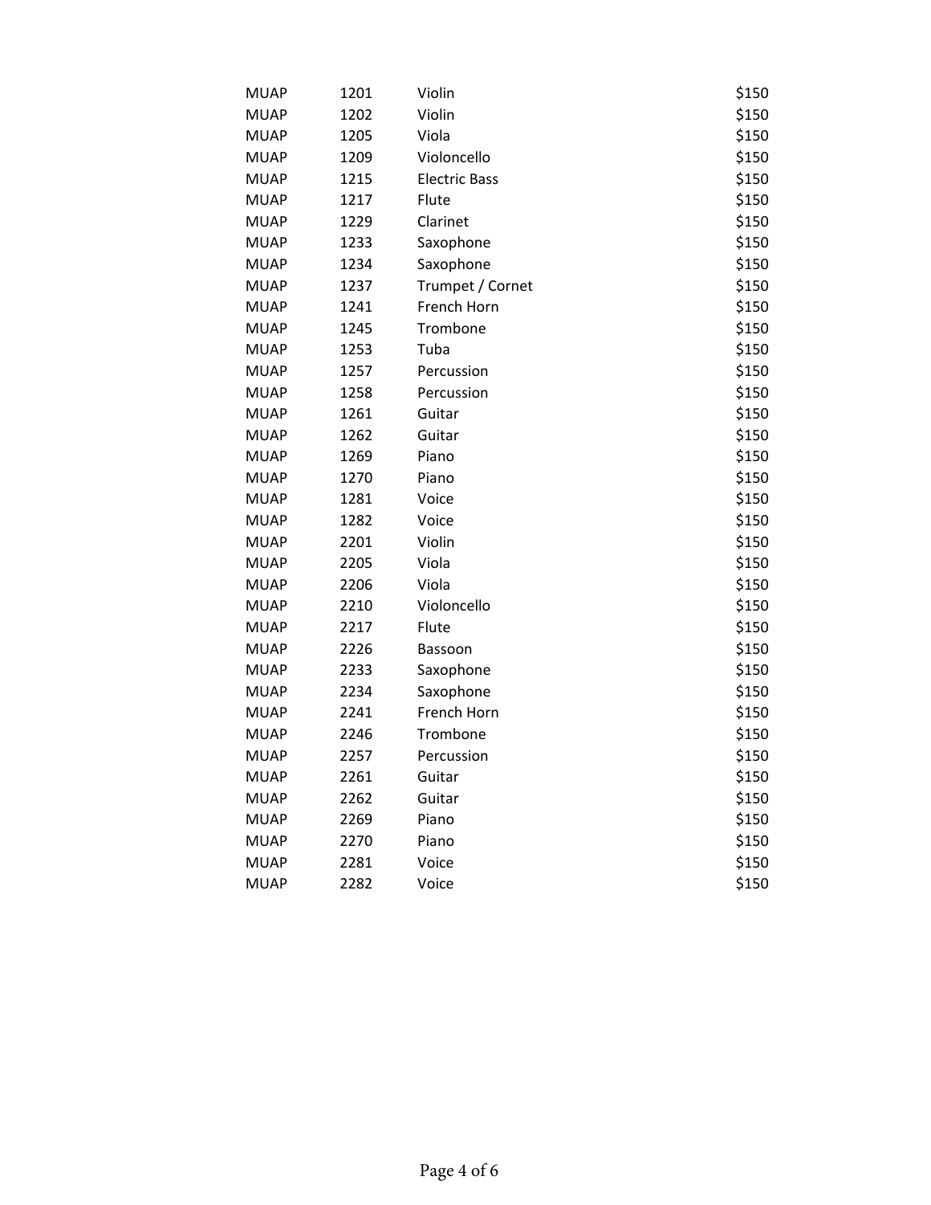| | | | |
|---|---|---|---|
| MUAP | 1201 | Violin | $150 |
| MUAP | 1202 | Violin | $150 |
| MUAP | 1205 | Viola | $150 |
| MUAP | 1209 | Violoncello | $150 |
| MUAP | 1215 | Electric Bass | $150 |
| MUAP | 1217 | Flute | $150 |
| MUAP | 1229 | Clarinet | $150 |
| MUAP | 1233 | Saxophone | $150 |
| MUAP | 1234 | Saxophone | $150 |
| MUAP | 1237 | Trumpet / Cornet | $150 |
| MUAP | 1241 | French Horn | $150 |
| MUAP | 1245 | Trombone | $150 |
| MUAP | 1253 | Tuba | $150 |
| MUAP | 1257 | Percussion | $150 |
| MUAP | 1258 | Percussion | $150 |
| MUAP | 1261 | Guitar | $150 |
| MUAP | 1262 | Guitar | $150 |
| MUAP | 1269 | Piano | $150 |
| MUAP | 1270 | Piano | $150 |
| MUAP | 1281 | Voice | $150 |
| MUAP | 1282 | Voice | $150 |
| MUAP | 2201 | Violin | $150 |
| MUAP | 2205 | Viola | $150 |
| MUAP | 2206 | Viola | $150 |
| MUAP | 2210 | Violoncello | $150 |
| MUAP | 2217 | Flute | $150 |
| MUAP | 2226 | Bassoon | $150 |
| MUAP | 2233 | Saxophone | $150 |
| MUAP | 2234 | Saxophone | $150 |
| MUAP | 2241 | French Horn | $150 |
| MUAP | 2246 | Trombone | $150 |
| MUAP | 2257 | Percussion | $150 |
| MUAP | 2261 | Guitar | $150 |
| MUAP | 2262 | Guitar | $150 |
| MUAP | 2269 | Piano | $150 |
| MUAP | 2270 | Piano | $150 |
| MUAP | 2281 | Voice | $150 |
| MUAP | 2282 | Voice | $150 |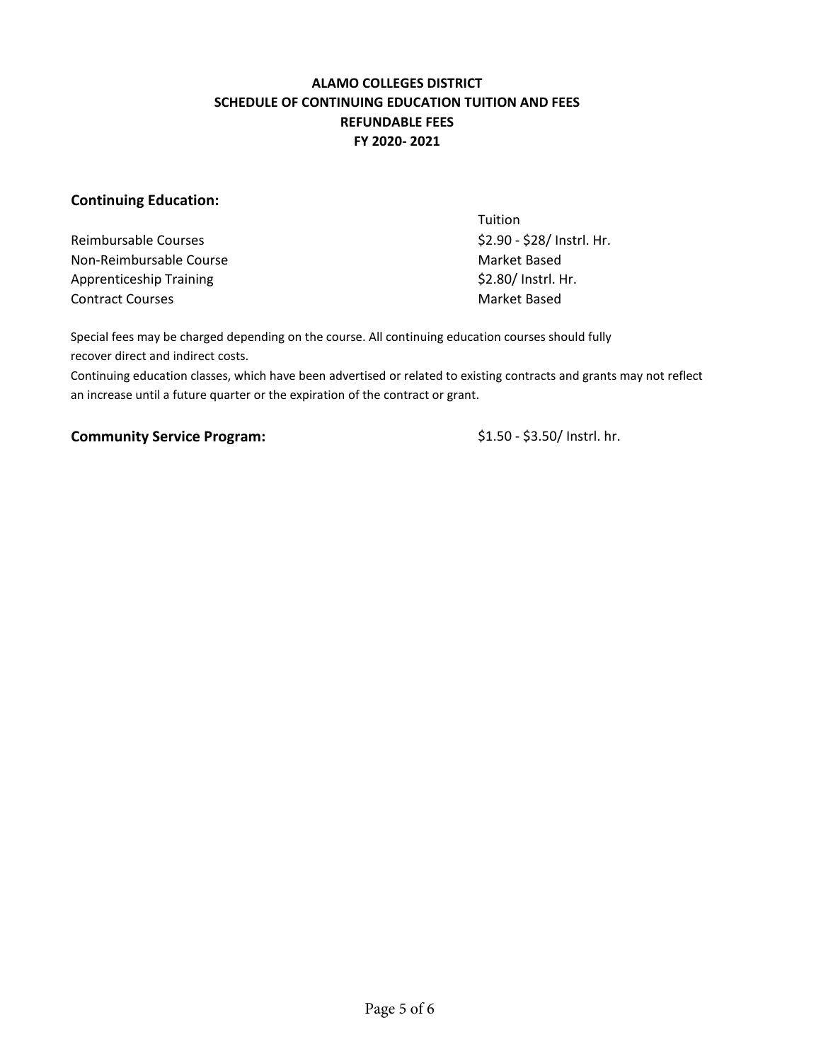**ALAMO COLLEGES DISTRICT**
**SCHEDULE OF CONTINUING EDUCATION TUITION AND FEES**
**REFUNDABLE FEES**
**FY 2020- 2021**

## Continuing Education:

| | Tuition |
|---|---|
| Reimbursable Courses | $2.90 - $28/ Instrl. Hr. |
| Non-Reimbursable Course | Market Based |
| Apprenticeship Training | $2.80/ Instrl. Hr. |
| Contract Courses | Market Based |

Special fees may be charged depending on the course. All continuing education courses should fully recover direct and indirect costs.

Continuing education classes, which have been advertised or related to existing contracts and grants may not reflect an increase until a future quarter or the expiration of the contract or grant.

**Community Service Program:** $1.50 - $3.50/ Instrl. hr.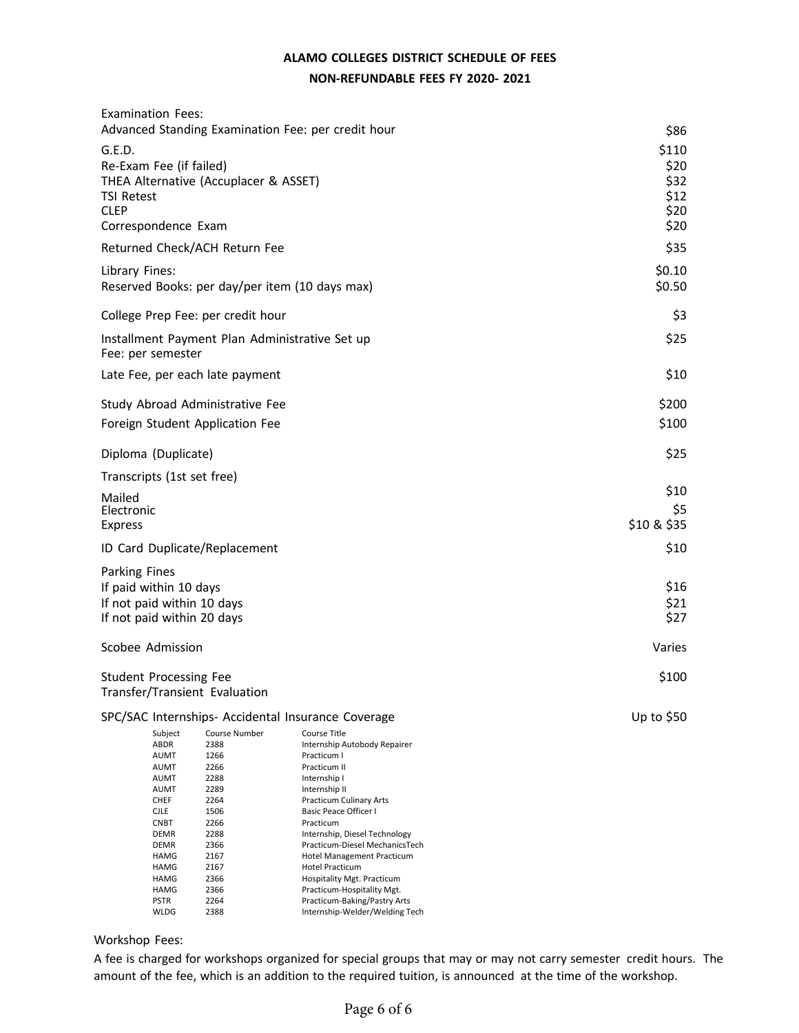**ALAMO COLLEGES DISTRICT SCHEDULE OF FEES**

**NON-REFUNDABLE FEES FY 2020- 2021**

| | |
|---|---|
| Examination Fees: | |
| Advanced Standing Examination Fee: per credit hour | \$86 |
| G.E.D. | \$110 |
| Re-Exam Fee (if failed) | \$20 |
| THEA Alternative (Accuplacer & ASSET) | \$32 |
| TSI Retest | \$12 |
| CLEP | \$20 |
| Correspondence Exam | \$20 |
| Returned Check/ACH Return Fee | \$35 |
| Library Fines: | \$0.10 |
| Reserved Books: per day/per item (10 days max) | \$0.50 |
| College Prep Fee: per credit hour | \$3 |
| Installment Payment Plan Administrative Set up Fee: per semester | \$25 |
| Late Fee, per each late payment | \$10 |
| Study Abroad Administrative Fee | \$200 |
| Foreign Student Application Fee | \$100 |
| Diploma (Duplicate) | \$25 |
| Transcripts (1st set free) | |
| Mailed | \$10 |
| Electronic | \$5 |
| Express | \$10 & \$35 |
| ID Card Duplicate/Replacement | \$10 |
| Parking Fines | |
| If paid within 10 days | \$16 |
| If not paid within 10 days | \$21 |
| If not paid within 20 days | \$27 |
| Scobee Admission | Varies |
| Student Processing Fee Transfer/Transient Evaluation | \$100 |
| SPC/SAC Internships- Accidental Insurance Coverage | Up to \$50 |

| Subject | Course Number | Course Title |
|---|---|---|
| ABDR | 2388 | Internship Autobody Repairer |
| AUMT | 1266 | Practicum I |
| AUMT | 2266 | Practicum II |
| AUMT | 2288 | Internship I |
| AUMT | 2289 | Internship II |
| CHEF | 2264 | Practicum Culinary Arts |
| CJLE | 1506 | Basic Peace Officer I |
| CNBT | 2266 | Practicum |
| DEMR | 2288 | Internship, Diesel Technology |
| DEMR | 2366 | Practicum-Diesel MechanicsTech |
| HAMG | 2167 | Hotel Management Practicum |
| HAMG | 2167 | Hotel Practicum |
| HAMG | 2366 | Hospitality Mgt. Practicum |
| HAMG | 2366 | Practicum-Hospitality Mgt. |
| PSTR | 2264 | Practicum-Baking/Pastry Arts |
| WLDG | 2388 | Internship-Welder/Welding Tech |

Workshop Fees:

A fee is charged for workshops organized for special groups that may or may not carry semester credit hours. The amount of the fee, which is an addition to the required tuition, is announced at the time of the workshop.